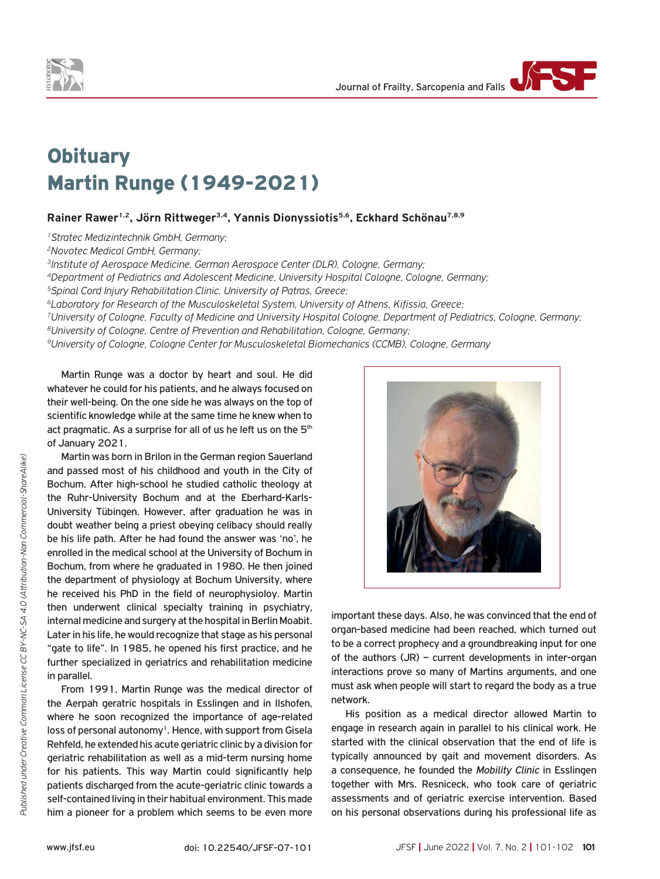# Obituary
# Martin Runge (1949-2021)

**Rainer Rawer[1,2], Jörn Rittweger[3,4], Yannis Dionyssiotis[5,6], Eckhard Schönau[7,8,9]**

*[1]Stratec Medizintechnik GmbH, Germany;*
*[2]Novotec Medical GmbH, Germany;*
*[3]Institute of Aerospace Medicine, German Aerospace Center (DLR), Cologne, Germany;*
*[4]Department of Pediatrics and Adolescent Medicine, University Hospital Cologne, Cologne, Germany;*
*[5]Spinal Cord Injury Rehabilitation Clinic, University of Patras, Greece;*
*[6]Laboratory for Research of the Musculoskeletal System, University of Athens, Kifissia, Greece;*
*[7]University of Cologne, Faculty of Medicine and University Hospital Cologne, Department of Pediatrics, Cologne, Germany;*
*[8]University of Cologne, Centre of Prevention and Rehabilitation, Cologne, Germany;*
*[9]University of Cologne, Cologne Center for Musculoskeletal Biomechanics (CCMB), Cologne, Germany*

Martin Runge was a doctor by heart and soul. He did whatever he could for his patients, and he always focused on their well-being. On the one side he was always on the top of scientific knowledge while at the same time he knew when to act pragmatic. As a surprise for all of us he left us on the 5th of January 2021.

Martin was born in Brilon in the German region Sauerland and passed most of his childhood and youth in the City of Bochum. After high-school he studied catholic theology at the Ruhr-University Bochum and at the Eberhard-Karls-University Tübingen. However, after graduation he was in doubt weather being a priest obeying celibacy should really be his life path. After he had found the answer was 'no', he enrolled in the medical school at the University of Bochum in Bochum, from where he graduated in 1980. He then joined the department of physiology at Bochum University, where he received his PhD in the field of neurophysioloy. Martin then underwent clinical specialty training in psychiatry, internal medicine and surgery at the hospital in Berlin Moabit. Later in his life, he would recognize that stage as his personal "gate to life". In 1985, he opened his first practice, and he further specialized in geriatrics and rehabilitation medicine in parallel.

From 1991, Martin Runge was the medical director of the Aerpah geratric hospitals in Esslingen and in Ilshofen, where he soon recognized the importance of age-related loss of personal autonomy[1]. Hence, with support from Gisela Rehfeld, he extended his acute geriatric clinic by a division for geriatric rehabilitation as well as a mid-term nursing home for his patients. This way Martin could significantly help patients discharged from the acute-geriatric clinic towards a self-contained living in their habitual environment. This made him a pioneer for a problem which seems to be even more important these days. Also, he was convinced that the end of organ-based medicine had been reached, which turned out to be a correct prophecy and a groundbreaking input for one of the authors (JR) – current developments in inter-organ interactions prove so many of Martins arguments, and one must ask when people will start to regard the body as a true network.

His position as a medical director allowed Martin to engage in research again in parallel to his clinical work. He started with the clinical observation that the end of life is typically announced by gait and movement disorders. As a consequence, he founded the *Mobility Clinic* in Esslingen together with Mrs. Resniceck, who took care of geriatric assessments and of geriatric exercise intervention. Based on his personal observations during his professional life as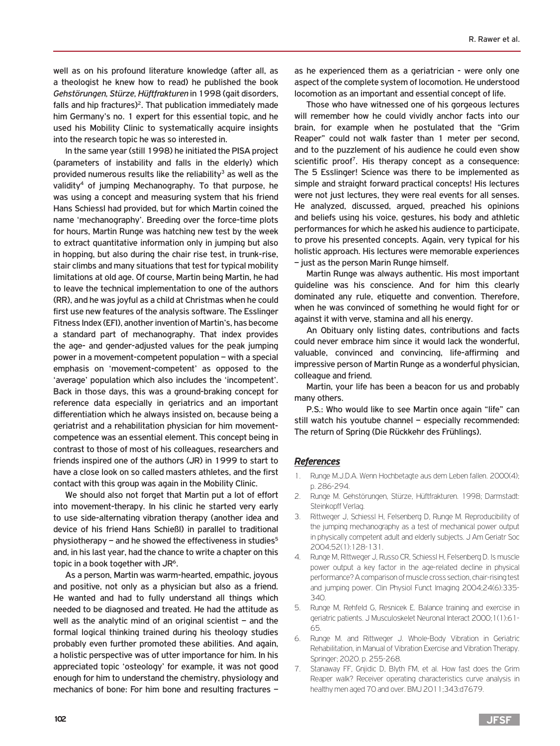well as on his profound literature knowledge (after all, as a theologist he knew how to read) he published the book *Gehstörungen, Stürze, Hüftfrakturen* in 1998 (gait disorders, falls and hip fractures)[2]. That publication immediately made him Germany's no. 1 expert for this essential topic, and he used his Mobility Clinic to systematically acquire insights into the research topic he was so interested in.

In the same year (still 1998) he initiated the PISA project (parameters of instability and falls in the elderly) which provided numerous results like the reliability[3] as well as the validity[4] of jumping Mechanography. To that purpose, he was using a concept and measuring system that his friend Hans Schiessl had provided, but for which Martin coined the name 'mechanography'. Breeding over the force-time plots for hours, Martin Runge was hatching new test by the week to extract quantitative information only in jumping but also in hopping, but also during the chair rise test, in trunk-rise, stair climbs and many situations that test for typical mobility limitations at old age. Of course, Martin being Martin, he had to leave the technical implementation to one of the authors (RR), and he was joyful as a child at Christmas when he could first use new features of the analysis software. The Esslinger Fitness Index (EFI), another invention of Martin's, has become a standard part of mechanography. That index provides the age- and gender-adjusted values for the peak jumping power in a movement-competent population – with a special emphasis on 'movement-competent' as opposed to the 'average' population which also includes the 'incompetent'. Back in those days, this was a ground-braking concept for reference data especially in geriatrics and an important differentiation which he always insisted on, because being a geriatrist and a rehabilitation physician for him movement-competence was an essential element. This concept being in contrast to those of most of his colleagues, researchers and friends inspired one of the authors (JR) in 1999 to start to have a close look on so called masters athletes, and the first contact with this group was again in the Mobility Clinic.

We should also not forget that Martin put a lot of effort into movement-therapy. In his clinic he started very early to use side-alternating vibration therapy (another idea and device of his friend Hans Schießl) in parallel to traditional physiotherapy – and he showed the effectiveness in studies[5] and, in his last year, had the chance to write a chapter on this topic in a book together with JR[6].

As a person, Martin was warm-hearted, empathic, joyous and positive, not only as a physician but also as a friend. He wanted and had to fully understand all things which needed to be diagnosed and treated. He had the attitude as well as the analytic mind of an original scientist – and the formal logical thinking trained during his theology studies probably even further promoted these abilities. And again, a holistic perspective was of utter importance for him. In his appreciated topic 'osteology' for example, it was not good enough for him to understand the chemistry, physiology and mechanics of bone: For him bone and resulting fractures – as he experienced them as a geriatrician - were only one aspect of the complete system of locomotion. He understood locomotion as an important and essential concept of life.

Those who have witnessed one of his gorgeous lectures will remember how he could vividly anchor facts into our brain, for example when he postulated that the "Grim Reaper" could not walk faster than 1 meter per second, and to the puzzlement of his audience he could even show scientific proof[7]. His therapy concept as a consequence: The 5 Esslinger! Science was there to be implemented as simple and straight forward practical concepts! His lectures were not just lectures, they were real events for all senses. He analyzed, discussed, argued, preached his opinions and beliefs using his voice, gestures, his body and athletic performances for which he asked his audience to participate, to prove his presented concepts. Again, very typical for his holistic approach. His lectures were memorable experiences – just as the person Marin Runge himself.

Martin Runge was always authentic. His most important guideline was his conscience. And for him this clearly dominated any rule, etiquette and convention. Therefore, when he was convinced of something he would fight for or against it with verve, stamina and all his energy.

An Obituary only listing dates, contributions and facts could never embrace him since it would lack the wonderful, valuable, convinced and convincing, life-affirming and impressive person of Martin Runge as a wonderful physician, colleague and friend.

Martin, your life has been a beacon for us and probably many others.

P.S.: Who would like to see Martin once again "life" can still watch his youtube channel – especially recommended: The return of Spring (Die Rückkehr des Frühlings).

## References

1. Runge M.J.D.A. Wenn Hochbetagte aus dem Leben fallen. 2000(4); p. 286-294.
2. Runge M. Gehstörungen, Stürze, Hüftfrakturen. 1998; Darmstadt: Steinkopff Verlag.
3. Rittweger J, Schiessl H, Felsenberg D, Runge M. Reproducibility of the jumping mechanography as a test of mechanical power output in physically competent adult and elderly subjects. J Am Geriatr Soc 2004;52(1):128-131.
4. Runge M, Rittweger J, Russo CR, Schiessl H, Felsenberg D. Is muscle power output a key factor in the age-related decline in physical performance? A comparison of muscle cross section, chair-rising test and jumping power. Clin Physiol Funct Imaging 2004;24(6):335-340.
5. Runge M, Rehfeld G, Resnicek E. Balance training and exercise in geriatric patients. J Musculoskelet Neuronal Interact 2000;1(1):61-65.
6. Runge M. and Rittweger J. Whole-Body Vibration in Geriatric Rehabilitation, in Manual of Vibration Exercise and Vibration Therapy. Springer; 2020. p. 255-268.
7. Stanaway FF, Gnjidic D, Blyth FM, et al. How fast does the Grim Reaper walk? Receiver operating characteristics curve analysis in healthy men aged 70 and over. BMJ 2011;343:d7679.